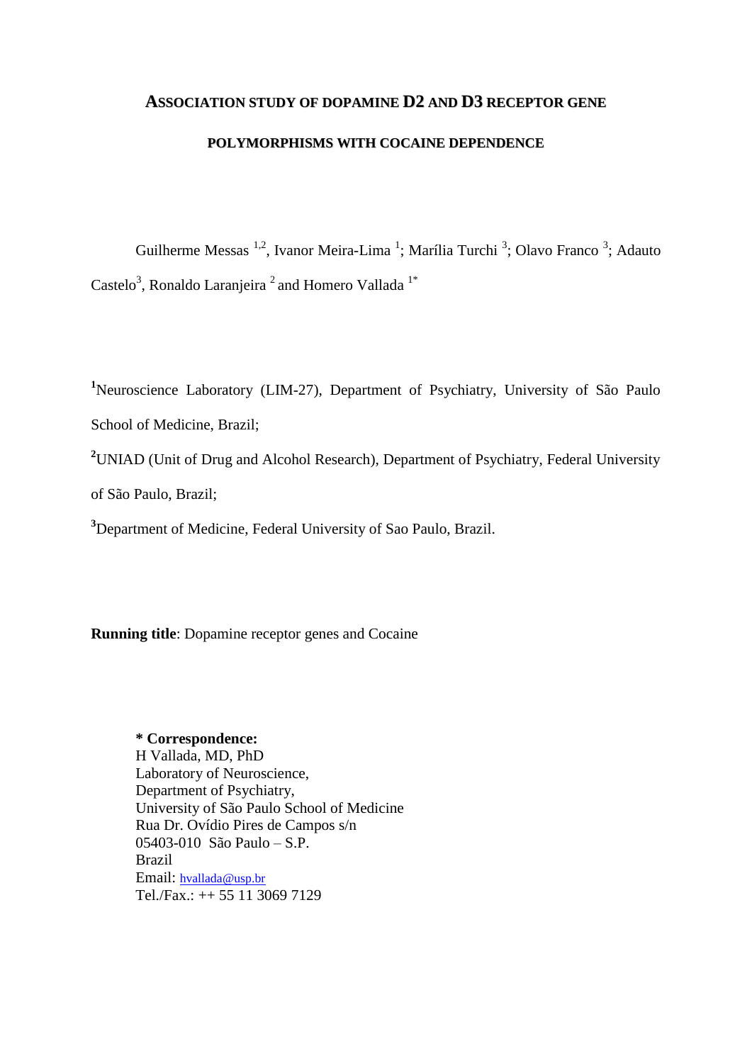# ASSOCIATION STUDY OF DOPAMINE D2 AND D3 RECEPTOR GENE POLYMORPHISMS WITH COCAINE DEPENDENCE

Guilherme Messas [1,2], Ivanor Meira-Lima [1]; Marília Turchi [3]; Olavo Franco [3]; Adauto Castelo[3], Ronaldo Laranjeira [2] and Homero Vallada [1*]

[1]Neuroscience Laboratory (LIM-27), Department of Psychiatry, University of São Paulo School of Medicine, Brazil;

[2]UNIAD (Unit of Drug and Alcohol Research), Department of Psychiatry, Federal University of São Paulo, Brazil;

[3]Department of Medicine, Federal University of Sao Paulo, Brazil.

**Running title**: Dopamine receptor genes and Cocaine

**\* Correspondence:**
H Vallada, MD, PhD
Laboratory of Neuroscience,
Department of Psychiatry,
University of São Paulo School of Medicine
Rua Dr. Ovídio Pires de Campos s/n
05403-010 São Paulo – S.P.
Brazil
Email: hvallada@usp.br
Tel./Fax.: ++ 55 11 3069 7129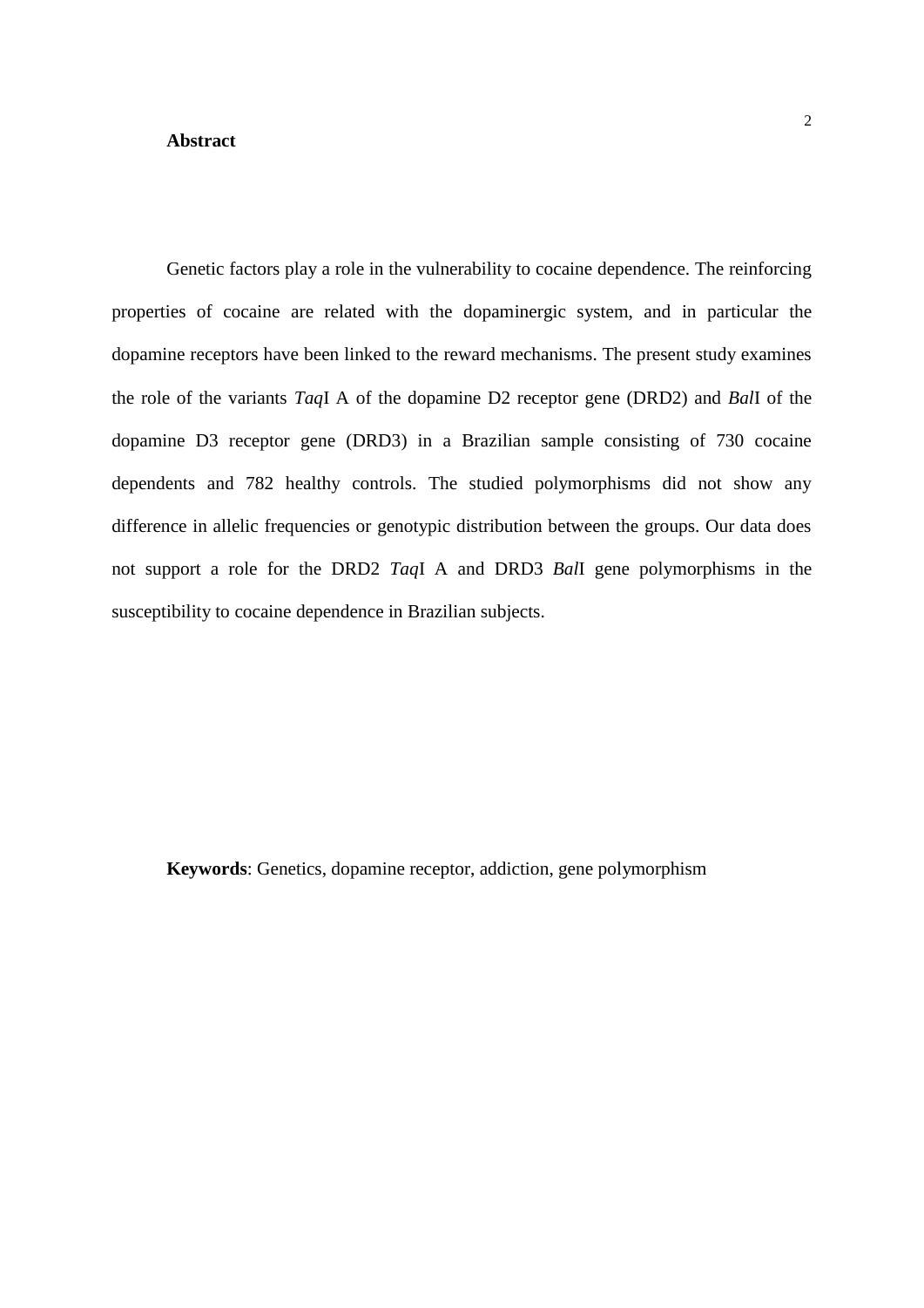## Abstract

Genetic factors play a role in the vulnerability to cocaine dependence. The reinforcing properties of cocaine are related with the dopaminergic system, and in particular the dopamine receptors have been linked to the reward mechanisms. The present study examines the role of the variants *Taq*I A of the dopamine D2 receptor gene (DRD2) and *Bal*I of the dopamine D3 receptor gene (DRD3) in a Brazilian sample consisting of 730 cocaine dependents and 782 healthy controls. The studied polymorphisms did not show any difference in allelic frequencies or genotypic distribution between the groups. Our data does not support a role for the DRD2 *Taq*I A and DRD3 *Bal*I gene polymorphisms in the susceptibility to cocaine dependence in Brazilian subjects.

**Keywords**: Genetics, dopamine receptor, addiction, gene polymorphism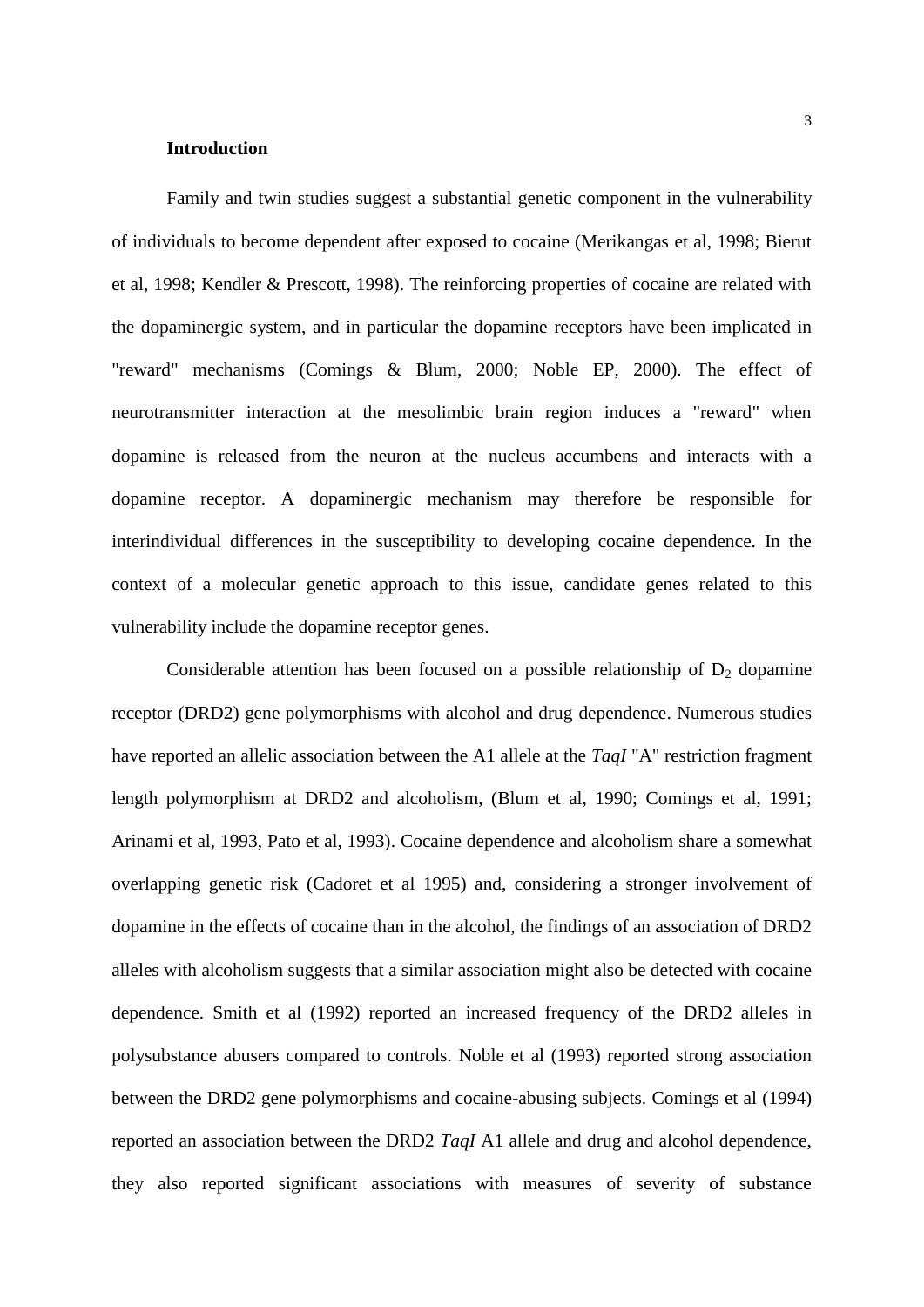## Introduction

Family and twin studies suggest a substantial genetic component in the vulnerability of individuals to become dependent after exposed to cocaine (Merikangas et al, 1998; Bierut et al, 1998; Kendler & Prescott, 1998). The reinforcing properties of cocaine are related with the dopaminergic system, and in particular the dopamine receptors have been implicated in "reward" mechanisms (Comings & Blum, 2000; Noble EP, 2000). The effect of neurotransmitter interaction at the mesolimbic brain region induces a "reward" when dopamine is released from the neuron at the nucleus accumbens and interacts with a dopamine receptor. A dopaminergic mechanism may therefore be responsible for interindividual differences in the susceptibility to developing cocaine dependence. In the context of a molecular genetic approach to this issue, candidate genes related to this vulnerability include the dopamine receptor genes.

Considerable attention has been focused on a possible relationship of $D_2$ dopamine receptor (DRD2) gene polymorphisms with alcohol and drug dependence. Numerous studies have reported an allelic association between the A1 allele at the *TaqI* "A" restriction fragment length polymorphism at DRD2 and alcoholism, (Blum et al, 1990; Comings et al, 1991; Arinami et al, 1993, Pato et al, 1993). Cocaine dependence and alcoholism share a somewhat overlapping genetic risk (Cadoret et al 1995) and, considering a stronger involvement of dopamine in the effects of cocaine than in the alcohol, the findings of an association of DRD2 alleles with alcoholism suggests that a similar association might also be detected with cocaine dependence. Smith et al (1992) reported an increased frequency of the DRD2 alleles in polysubstance abusers compared to controls. Noble et al (1993) reported strong association between the DRD2 gene polymorphisms and cocaine-abusing subjects. Comings et al (1994) reported an association between the DRD2 *TaqI* A1 allele and drug and alcohol dependence, they also reported significant associations with measures of severity of substance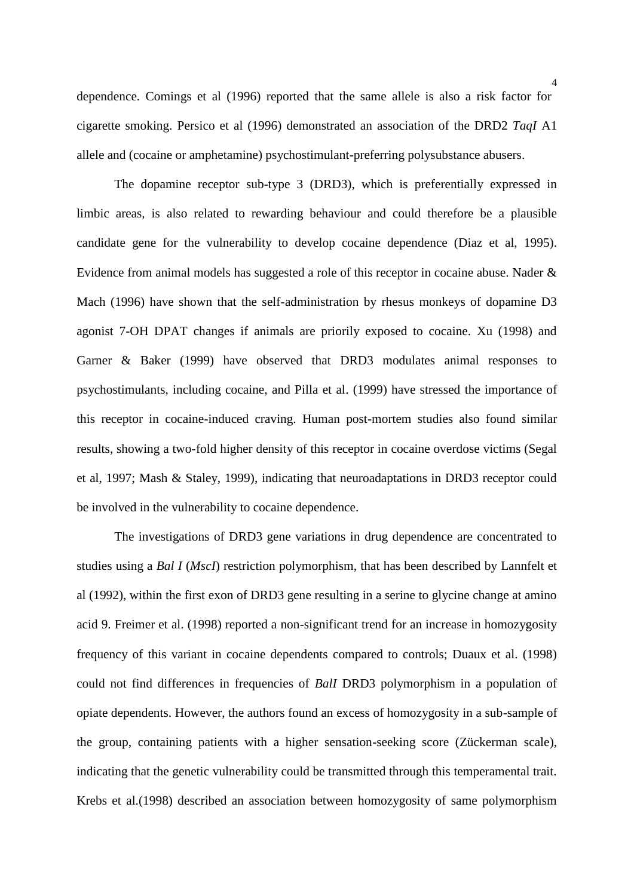dependence. Comings et al (1996) reported that the same allele is also a risk factor for cigarette smoking. Persico et al (1996) demonstrated an association of the DRD2 *TaqI* A1 allele and (cocaine or amphetamine) psychostimulant-preferring polysubstance abusers.

The dopamine receptor sub-type 3 (DRD3), which is preferentially expressed in limbic areas, is also related to rewarding behaviour and could therefore be a plausible candidate gene for the vulnerability to develop cocaine dependence (Diaz et al, 1995). Evidence from animal models has suggested a role of this receptor in cocaine abuse. Nader & Mach (1996) have shown that the self-administration by rhesus monkeys of dopamine D3 agonist 7-OH DPAT changes if animals are priorily exposed to cocaine. Xu (1998) and Garner & Baker (1999) have observed that DRD3 modulates animal responses to psychostimulants, including cocaine, and Pilla et al. (1999) have stressed the importance of this receptor in cocaine-induced craving. Human post-mortem studies also found similar results, showing a two-fold higher density of this receptor in cocaine overdose victims (Segal et al, 1997; Mash & Staley, 1999), indicating that neuroadaptations in DRD3 receptor could be involved in the vulnerability to cocaine dependence.

The investigations of DRD3 gene variations in drug dependence are concentrated to studies using a *Bal I* (*MscI*) restriction polymorphism, that has been described by Lannfelt et al (1992), within the first exon of DRD3 gene resulting in a serine to glycine change at amino acid 9. Freimer et al. (1998) reported a non-significant trend for an increase in homozygosity frequency of this variant in cocaine dependents compared to controls; Duaux et al. (1998) could not find differences in frequencies of *BalI* DRD3 polymorphism in a population of opiate dependents. However, the authors found an excess of homozygosity in a sub-sample of the group, containing patients with a higher sensation-seeking score (Zückerman scale), indicating that the genetic vulnerability could be transmitted through this temperamental trait. Krebs et al.(1998) described an association between homozygosity of same polymorphism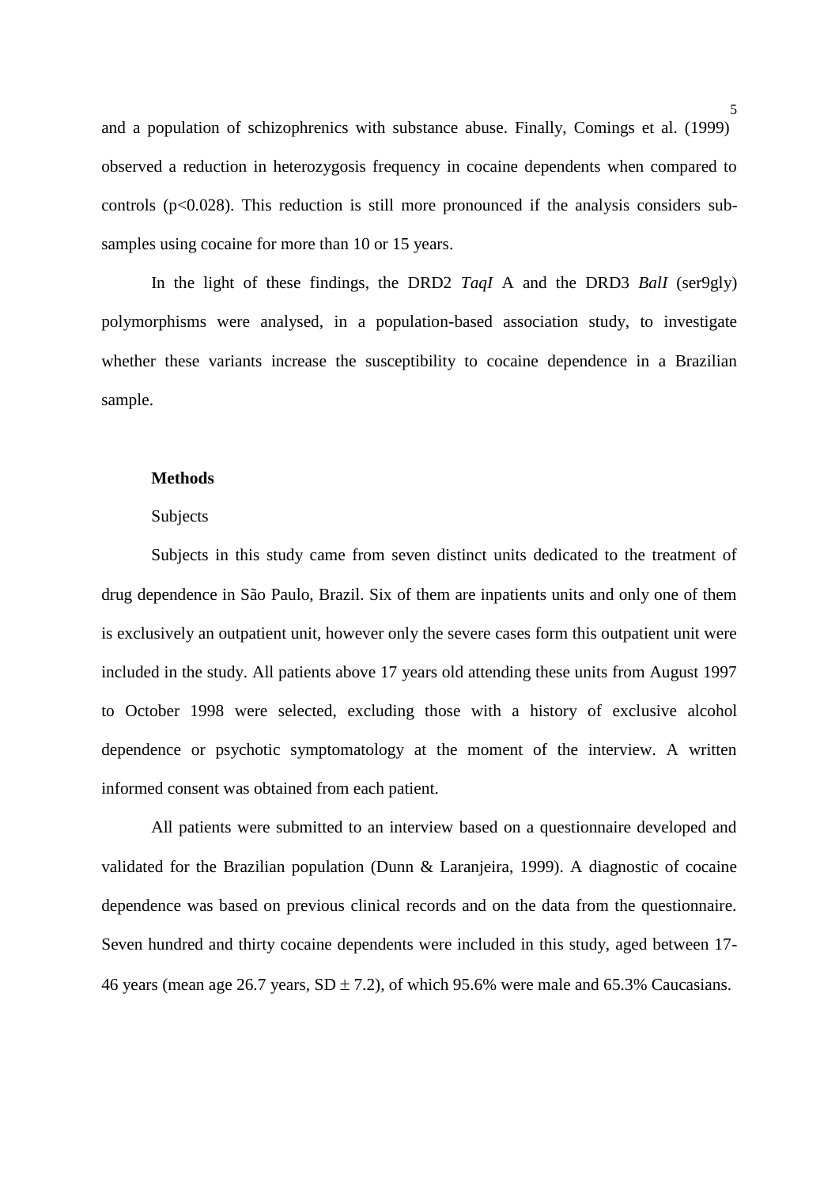and a population of schizophrenics with substance abuse. Finally, Comings et al. (1999) observed a reduction in heterozygosis frequency in cocaine dependents when compared to controls ($p<0.028$). This reduction is still more pronounced if the analysis considers sub-samples using cocaine for more than 10 or 15 years.

In the light of these findings, the DRD2 *TaqI* A and the DRD3 *BalI* (ser9gly) polymorphisms were analysed, in a population-based association study, to investigate whether these variants increase the susceptibility to cocaine dependence in a Brazilian sample.

## Methods

### Subjects

Subjects in this study came from seven distinct units dedicated to the treatment of drug dependence in São Paulo, Brazil. Six of them are inpatients units and only one of them is exclusively an outpatient unit, however only the severe cases form this outpatient unit were included in the study. All patients above 17 years old attending these units from August 1997 to October 1998 were selected, excluding those with a history of exclusive alcohol dependence or psychotic symptomatology at the moment of the interview. A written informed consent was obtained from each patient.

All patients were submitted to an interview based on a questionnaire developed and validated for the Brazilian population (Dunn & Laranjeira, 1999). A diagnostic of cocaine dependence was based on previous clinical records and on the data from the questionnaire. Seven hundred and thirty cocaine dependents were included in this study, aged between 17-46 years (mean age 26.7 years, SD $\pm$ 7.2), of which 95.6% were male and 65.3% Caucasians.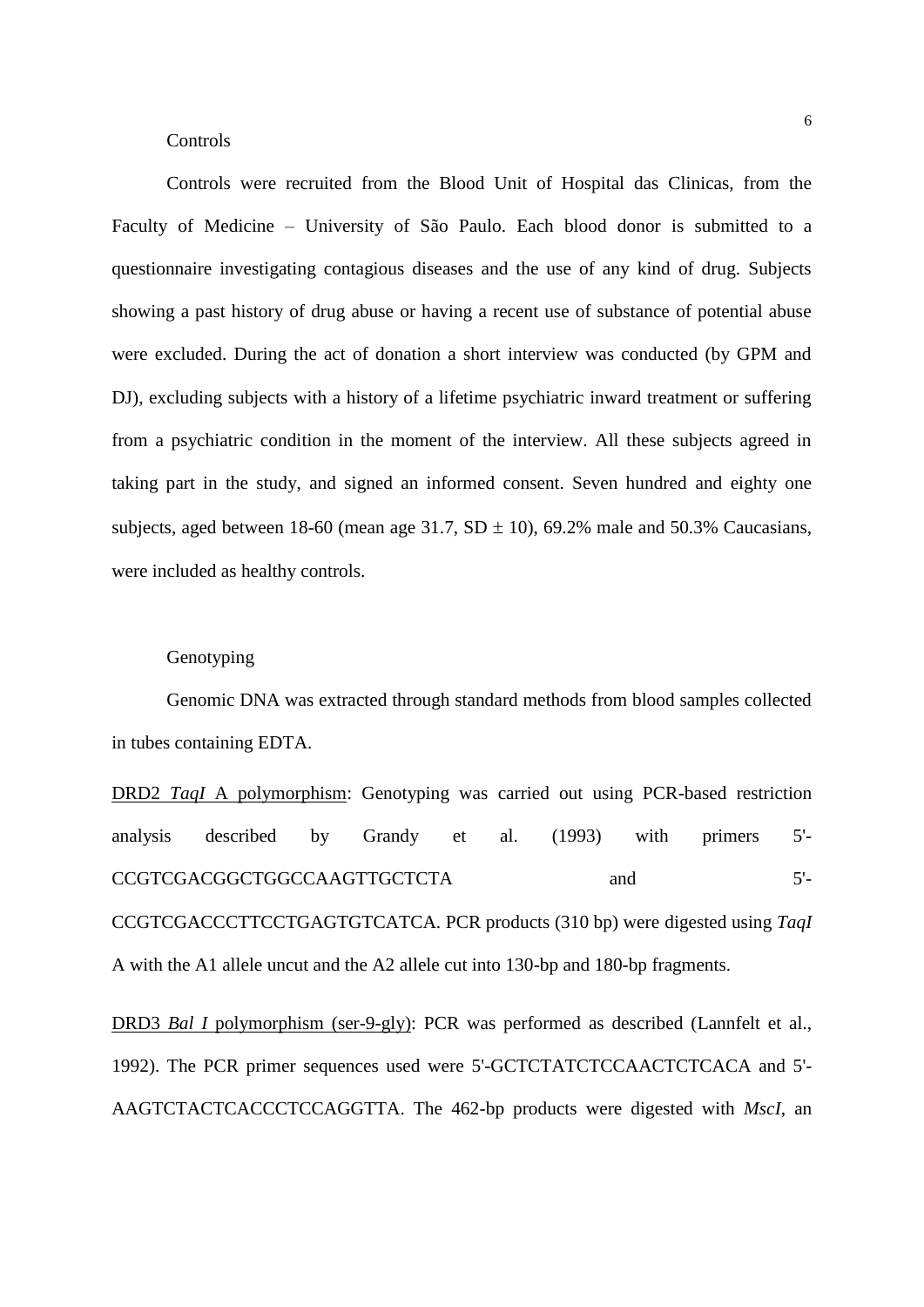Controls

Controls were recruited from the Blood Unit of Hospital das Clinicas, from the Faculty of Medicine – University of São Paulo. Each blood donor is submitted to a questionnaire investigating contagious diseases and the use of any kind of drug. Subjects showing a past history of drug abuse or having a recent use of substance of potential abuse were excluded. During the act of donation a short interview was conducted (by GPM and DJ), excluding subjects with a history of a lifetime psychiatric inward treatment or suffering from a psychiatric condition in the moment of the interview. All these subjects agreed in taking part in the study, and signed an informed consent. Seven hundred and eighty one subjects, aged between 18-60 (mean age 31.7, SD ± 10), 69.2% male and 50.3% Caucasians, were included as healthy controls.

Genotyping

Genomic DNA was extracted through standard methods from blood samples collected in tubes containing EDTA.

DRD2 *TaqI* A polymorphism: Genotyping was carried out using PCR-based restriction analysis described by Grandy et al. (1993) with primers 5'-CCGTCGACGGCTGGCCAAGTTGCTCTA and 5'-CCGTCGACCCTTCCTGAGTGTCATCA. PCR products (310 bp) were digested using *TaqI* A with the A1 allele uncut and the A2 allele cut into 130-bp and 180-bp fragments.

DRD3 *Bal I* polymorphism (ser-9-gly): PCR was performed as described (Lannfelt et al., 1992). The PCR primer sequences used were 5'-GCTCTATCTCCAACTCTCACA and 5'-AAGTCTACTCACCCTCCAGGTTA. The 462-bp products were digested with *MscI*, an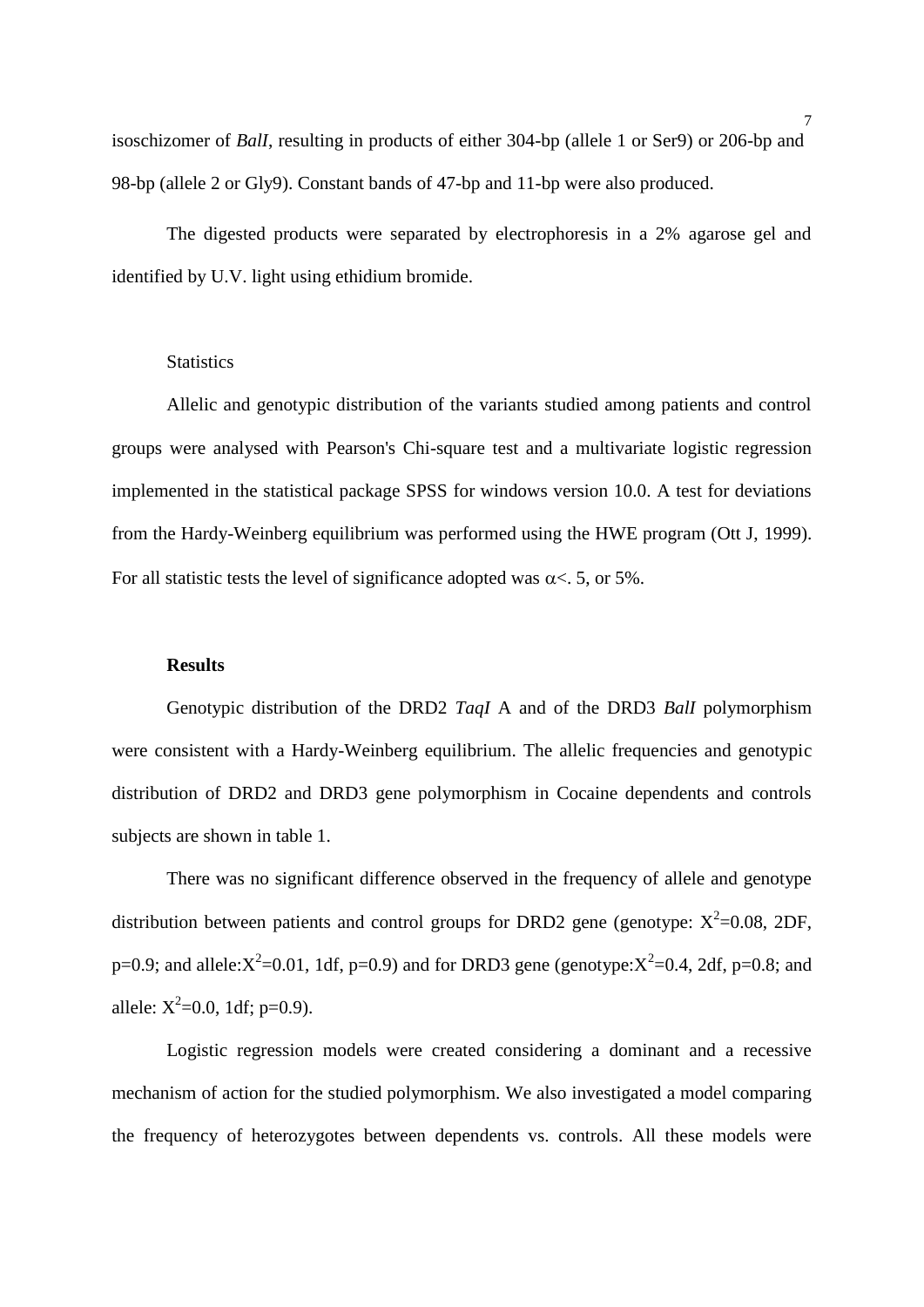isoschizomer of *BalI*, resulting in products of either 304-bp (allele 1 or Ser9) or 206-bp and 98-bp (allele 2 or Gly9). Constant bands of 47-bp and 11-bp were also produced.

The digested products were separated by electrophoresis in a 2% agarose gel and identified by U.V. light using ethidium bromide.

Statistics

Allelic and genotypic distribution of the variants studied among patients and control groups were analysed with Pearson's Chi-square test and a multivariate logistic regression implemented in the statistical package SPSS for windows version 10.0. A test for deviations from the Hardy-Weinberg equilibrium was performed using the HWE program (Ott J, 1999). For all statistic tests the level of significance adopted was $\alpha$<. 5, or 5%.

**Results**

Genotypic distribution of the DRD2 *TaqI* A and of the DRD3 *BalI* polymorphism were consistent with a Hardy-Weinberg equilibrium. The allelic frequencies and genotypic distribution of DRD2 and DRD3 gene polymorphism in Cocaine dependents and controls subjects are shown in table 1.

There was no significant difference observed in the frequency of allele and genotype distribution between patients and control groups for DRD2 gene (genotype: $X^2$=0.08, 2DF, p=0.9; and allele:$X^2$=0.01, 1df, p=0.9) and for DRD3 gene (genotype:$X^2$=0.4, 2df, p=0.8; and allele: $X^2$=0.0, 1df; p=0.9).

Logistic regression models were created considering a dominant and a recessive mechanism of action for the studied polymorphism. We also investigated a model comparing the frequency of heterozygotes between dependents vs. controls. All these models were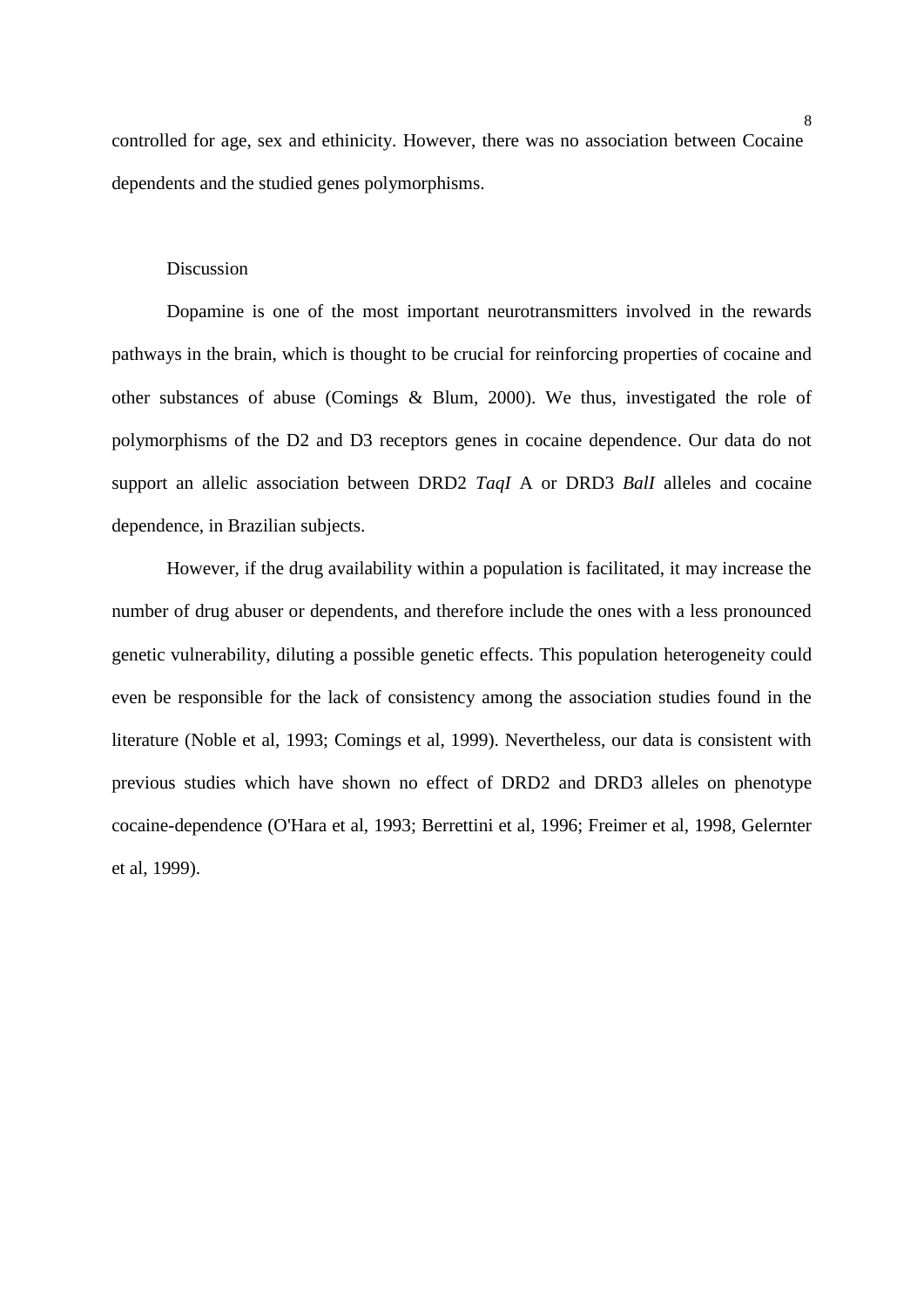controlled for age, sex and ethinicity. However, there was no association between Cocaine dependents and the studied genes polymorphisms.

## Discussion

Dopamine is one of the most important neurotransmitters involved in the rewards pathways in the brain, which is thought to be crucial for reinforcing properties of cocaine and other substances of abuse (Comings & Blum, 2000). We thus, investigated the role of polymorphisms of the D2 and D3 receptors genes in cocaine dependence. Our data do not support an allelic association between DRD2 *TaqI* A or DRD3 *BalI* alleles and cocaine dependence, in Brazilian subjects.

However, if the drug availability within a population is facilitated, it may increase the number of drug abuser or dependents, and therefore include the ones with a less pronounced genetic vulnerability, diluting a possible genetic effects. This population heterogeneity could even be responsible for the lack of consistency among the association studies found in the literature (Noble et al, 1993; Comings et al, 1999). Nevertheless, our data is consistent with previous studies which have shown no effect of DRD2 and DRD3 alleles on phenotype cocaine-dependence (O'Hara et al, 1993; Berrettini et al, 1996; Freimer et al, 1998, Gelernter et al, 1999).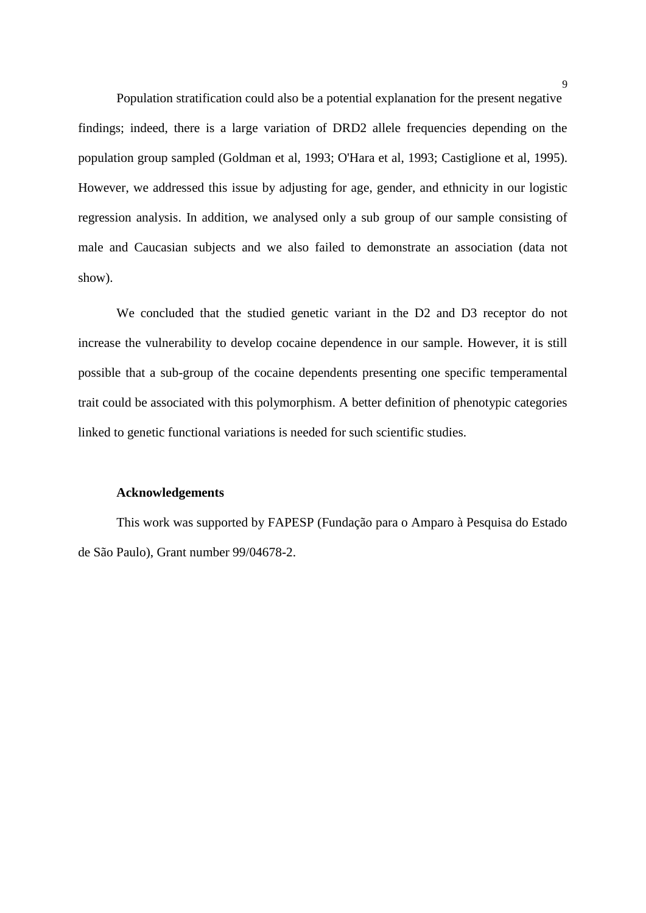Population stratification could also be a potential explanation for the present negative findings; indeed, there is a large variation of DRD2 allele frequencies depending on the population group sampled (Goldman et al, 1993; O'Hara et al, 1993; Castiglione et al, 1995). However, we addressed this issue by adjusting for age, gender, and ethnicity in our logistic regression analysis. In addition, we analysed only a sub group of our sample consisting of male and Caucasian subjects and we also failed to demonstrate an association (data not show).

We concluded that the studied genetic variant in the D2 and D3 receptor do not increase the vulnerability to develop cocaine dependence in our sample. However, it is still possible that a sub-group of the cocaine dependents presenting one specific temperamental trait could be associated with this polymorphism. A better definition of phenotypic categories linked to genetic functional variations is needed for such scientific studies.

**Acknowledgements**

This work was supported by FAPESP (Fundação para o Amparo à Pesquisa do Estado de São Paulo), Grant number 99/04678-2.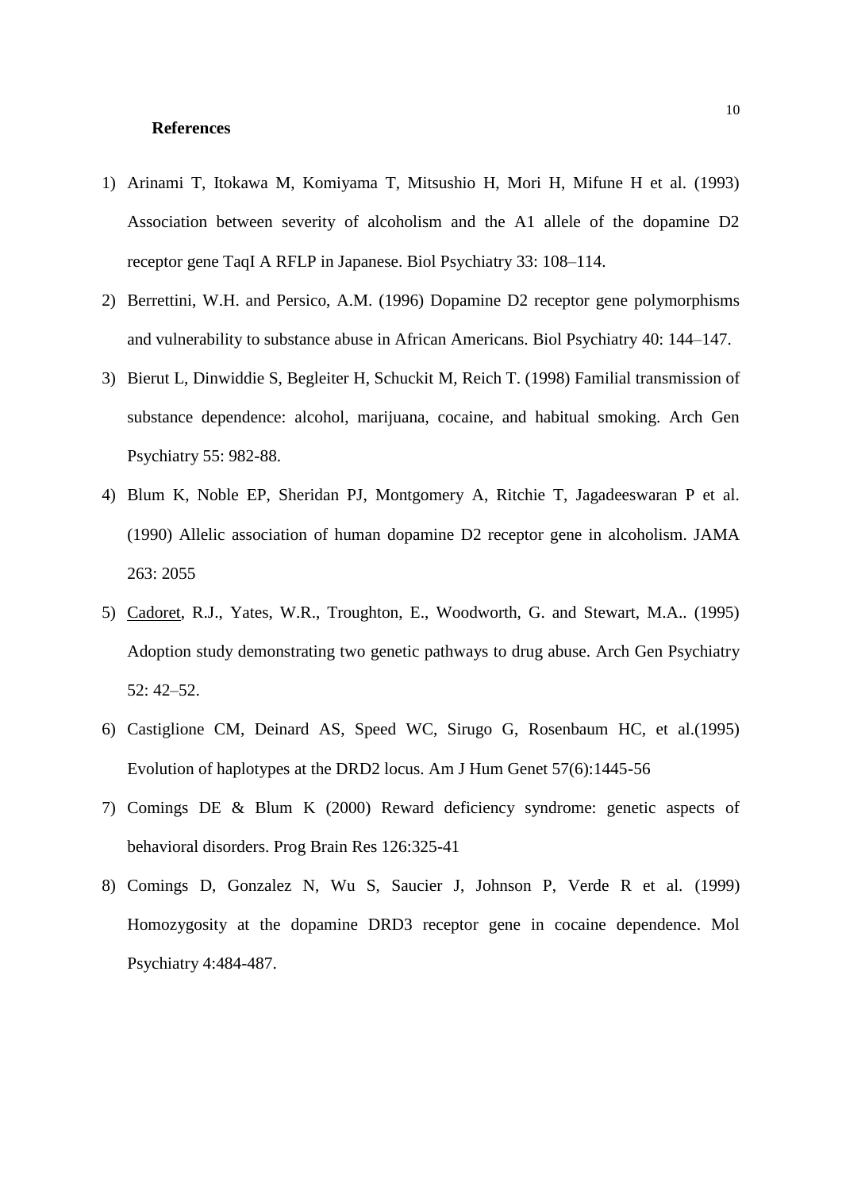**References**

1) Arinami T, Itokawa M, Komiyama T, Mitsushio H, Mori H, Mifune H et al. (1993) Association between severity of alcoholism and the A1 allele of the dopamine D2 receptor gene TaqI A RFLP in Japanese. Biol Psychiatry 33: 108–114.
2) Berrettini, W.H. and Persico, A.M. (1996) Dopamine D2 receptor gene polymorphisms and vulnerability to substance abuse in African Americans. Biol Psychiatry 40: 144–147.
3) Bierut L, Dinwiddie S, Begleiter H, Schuckit M, Reich T. (1998) Familial transmission of substance dependence: alcohol, marijuana, cocaine, and habitual smoking. Arch Gen Psychiatry 55: 982-88.
4) Blum K, Noble EP, Sheridan PJ, Montgomery A, Ritchie T, Jagadeeswaran P et al. (1990) Allelic association of human dopamine D2 receptor gene in alcoholism. JAMA 263: 2055
5) Cadoret, R.J., Yates, W.R., Troughton, E., Woodworth, G. and Stewart, M.A.. (1995) Adoption study demonstrating two genetic pathways to drug abuse. Arch Gen Psychiatry 52: 42–52.
6) Castiglione CM, Deinard AS, Speed WC, Sirugo G, Rosenbaum HC, et al.(1995) Evolution of haplotypes at the DRD2 locus. Am J Hum Genet 57(6):1445-56
7) Comings DE & Blum K (2000) Reward deficiency syndrome: genetic aspects of behavioral disorders. Prog Brain Res 126:325-41
8) Comings D, Gonzalez N, Wu S, Saucier J, Johnson P, Verde R et al. (1999) Homozygosity at the dopamine DRD3 receptor gene in cocaine dependence. Mol Psychiatry 4:484-487.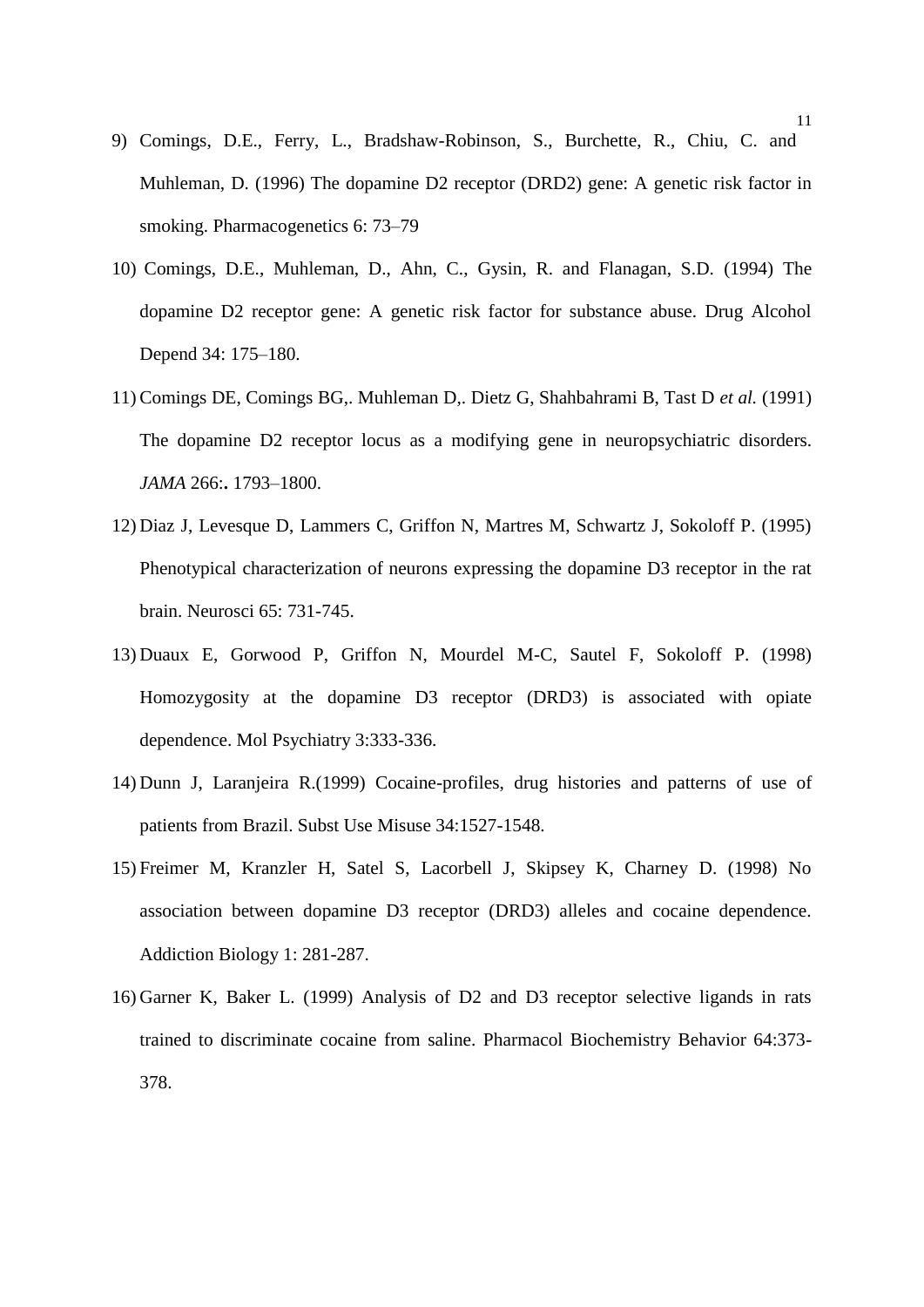9) Comings, D.E., Ferry, L., Bradshaw-Robinson, S., Burchette, R., Chiu, C. and Muhleman, D. (1996) The dopamine D2 receptor (DRD2) gene: A genetic risk factor in smoking. Pharmacogenetics 6: 73–79

10) Comings, D.E., Muhleman, D., Ahn, C., Gysin, R. and Flanagan, S.D. (1994) The dopamine D2 receptor gene: A genetic risk factor for substance abuse. Drug Alcohol Depend 34: 175–180.

11) Comings DE, Comings BG,. Muhleman D,. Dietz G, Shahbahrami B, Tast D *et al.* (1991) The dopamine D2 receptor locus as a modifying gene in neuropsychiatric disorders. *JAMA* 266:**.** 1793–1800.

12) Diaz J, Levesque D, Lammers C, Griffon N, Martres M, Schwartz J, Sokoloff P. (1995) Phenotypical characterization of neurons expressing the dopamine D3 receptor in the rat brain. Neurosci 65: 731-745.

13) Duaux E, Gorwood P, Griffon N, Mourdel M-C, Sautel F, Sokoloff P. (1998) Homozygosity at the dopamine D3 receptor (DRD3) is associated with opiate dependence. Mol Psychiatry 3:333-336.

14) Dunn J, Laranjeira R.(1999) Cocaine-profiles, drug histories and patterns of use of patients from Brazil. Subst Use Misuse 34:1527-1548.

15) Freimer M, Kranzler H, Satel S, Lacorbell J, Skipsey K, Charney D. (1998) No association between dopamine D3 receptor (DRD3) alleles and cocaine dependence. Addiction Biology 1: 281-287.

16) Garner K, Baker L. (1999) Analysis of D2 and D3 receptor selective ligands in rats trained to discriminate cocaine from saline. Pharmacol Biochemistry Behavior 64:373-378.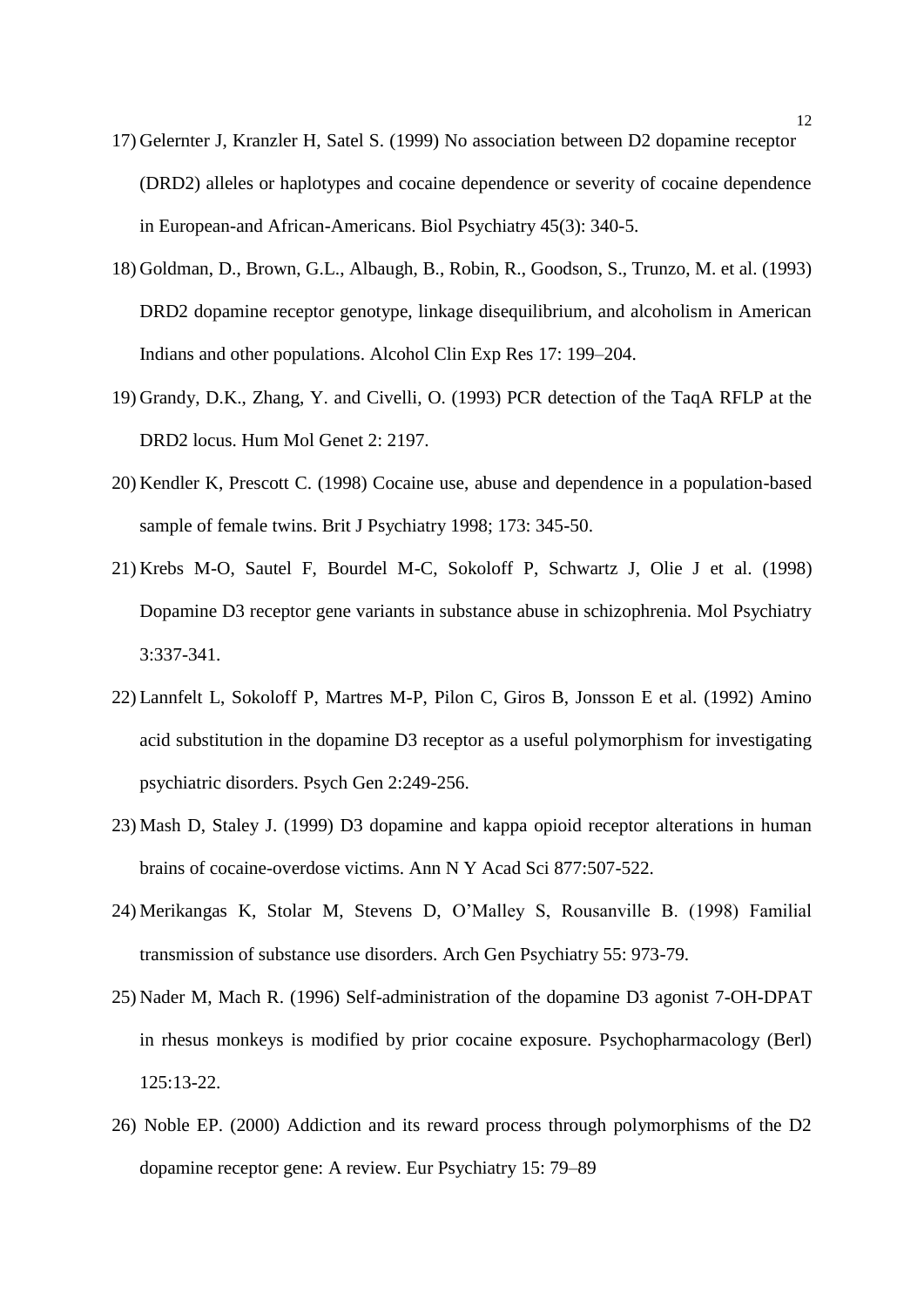17) Gelernter J, Kranzler H, Satel S. (1999) No association between D2 dopamine receptor (DRD2) alleles or haplotypes and cocaine dependence or severity of cocaine dependence in European-and African-Americans. Biol Psychiatry 45(3): 340-5.

18) Goldman, D., Brown, G.L., Albaugh, B., Robin, R., Goodson, S., Trunzo, M. et al. (1993) DRD2 dopamine receptor genotype, linkage disequilibrium, and alcoholism in American Indians and other populations. Alcohol Clin Exp Res 17: 199–204.

19) Grandy, D.K., Zhang, Y. and Civelli, O. (1993) PCR detection of the TaqA RFLP at the DRD2 locus. Hum Mol Genet 2: 2197.

20) Kendler K, Prescott C. (1998) Cocaine use, abuse and dependence in a population-based sample of female twins. Brit J Psychiatry 1998; 173: 345-50.

21) Krebs M-O, Sautel F, Bourdel M-C, Sokoloff P, Schwartz J, Olie J et al. (1998) Dopamine D3 receptor gene variants in substance abuse in schizophrenia. Mol Psychiatry 3:337-341.

22) Lannfelt L, Sokoloff P, Martres M-P, Pilon C, Giros B, Jonsson E et al. (1992) Amino acid substitution in the dopamine D3 receptor as a useful polymorphism for investigating psychiatric disorders. Psych Gen 2:249-256.

23) Mash D, Staley J. (1999) D3 dopamine and kappa opioid receptor alterations in human brains of cocaine-overdose victims. Ann N Y Acad Sci 877:507-522.

24) Merikangas K, Stolar M, Stevens D, O'Malley S, Rousanville B. (1998) Familial transmission of substance use disorders. Arch Gen Psychiatry 55: 973-79.

25) Nader M, Mach R. (1996) Self-administration of the dopamine D3 agonist 7-OH-DPAT in rhesus monkeys is modified by prior cocaine exposure. Psychopharmacology (Berl) 125:13-22.

26) Noble EP. (2000) Addiction and its reward process through polymorphisms of the D2 dopamine receptor gene: A review. Eur Psychiatry 15: 79–89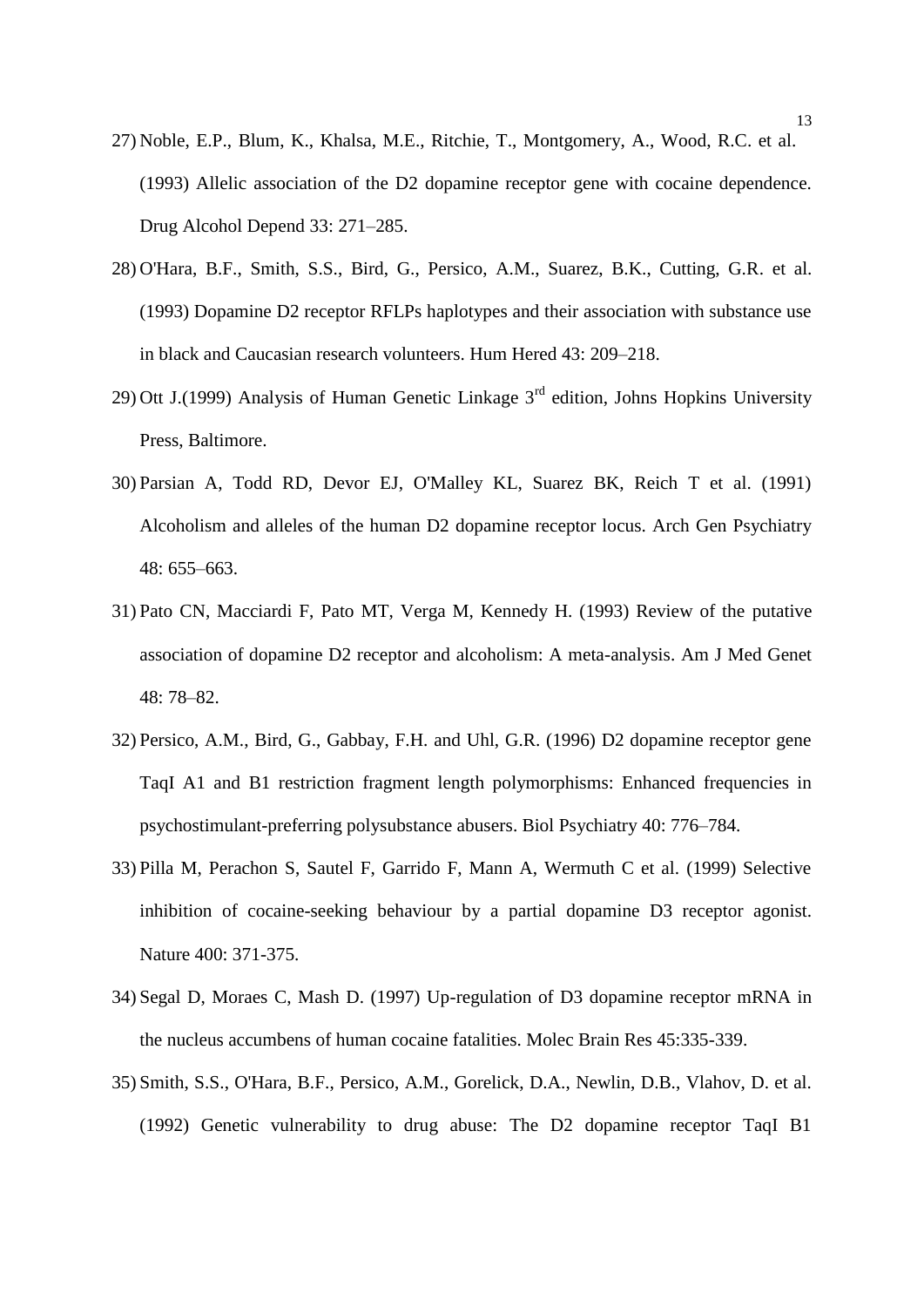27) Noble, E.P., Blum, K., Khalsa, M.E., Ritchie, T., Montgomery, A., Wood, R.C. et al. (1993) Allelic association of the D2 dopamine receptor gene with cocaine dependence. Drug Alcohol Depend 33: 271–285.

28) O'Hara, B.F., Smith, S.S., Bird, G., Persico, A.M., Suarez, B.K., Cutting, G.R. et al. (1993) Dopamine D2 receptor RFLPs haplotypes and their association with substance use in black and Caucasian research volunteers. Hum Hered 43: 209–218.

29) Ott J.(1999) Analysis of Human Genetic Linkage 3rd edition, Johns Hopkins University Press, Baltimore.

30) Parsian A, Todd RD, Devor EJ, O'Malley KL, Suarez BK, Reich T et al. (1991) Alcoholism and alleles of the human D2 dopamine receptor locus. Arch Gen Psychiatry 48: 655–663.

31) Pato CN, Macciardi F, Pato MT, Verga M, Kennedy H. (1993) Review of the putative association of dopamine D2 receptor and alcoholism: A meta-analysis. Am J Med Genet 48: 78–82.

32) Persico, A.M., Bird, G., Gabbay, F.H. and Uhl, G.R. (1996) D2 dopamine receptor gene TaqI A1 and B1 restriction fragment length polymorphisms: Enhanced frequencies in psychostimulant-preferring polysubstance abusers. Biol Psychiatry 40: 776–784.

33) Pilla M, Perachon S, Sautel F, Garrido F, Mann A, Wermuth C et al. (1999) Selective inhibition of cocaine-seeking behaviour by a partial dopamine D3 receptor agonist. Nature 400: 371-375.

34) Segal D, Moraes C, Mash D. (1997) Up-regulation of D3 dopamine receptor mRNA in the nucleus accumbens of human cocaine fatalities. Molec Brain Res 45:335-339.

35) Smith, S.S., O'Hara, B.F., Persico, A.M., Gorelick, D.A., Newlin, D.B., Vlahov, D. et al. (1992) Genetic vulnerability to drug abuse: The D2 dopamine receptor TaqI B1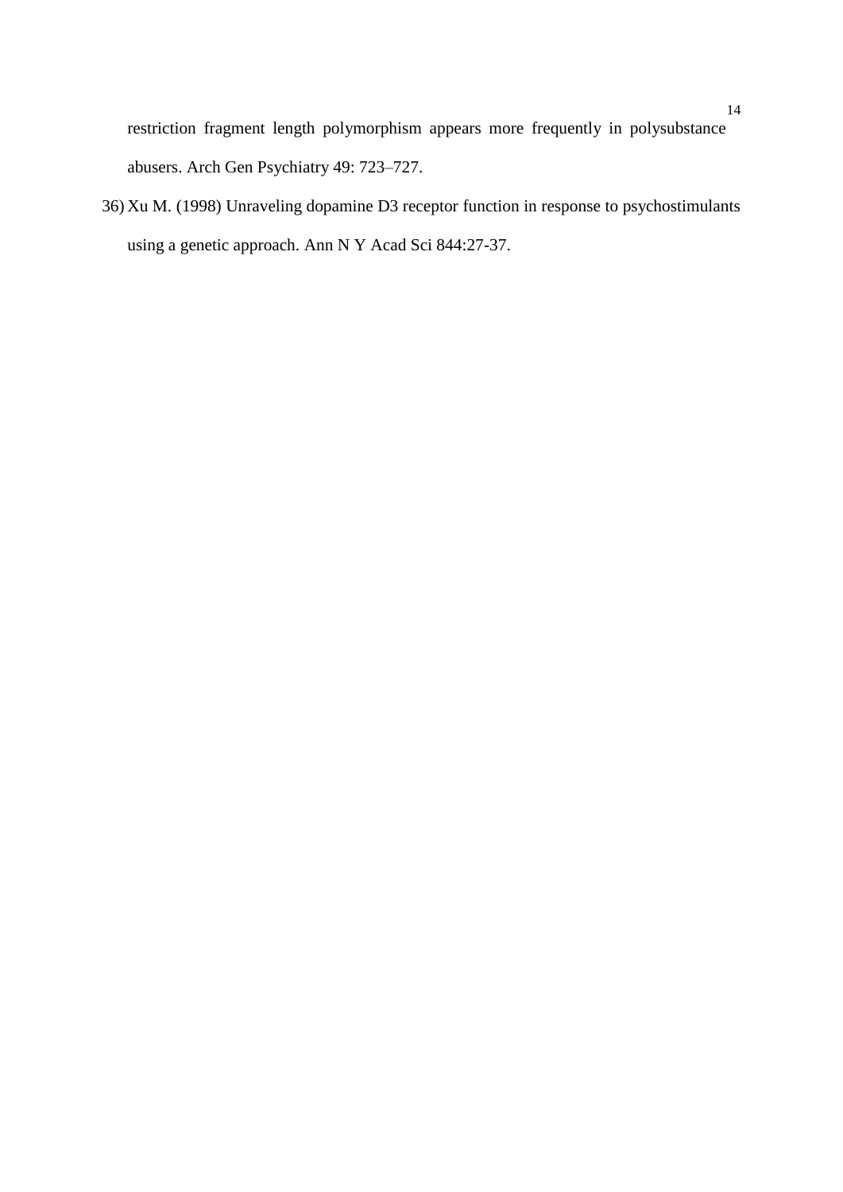restriction fragment length polymorphism appears more frequently in polysubstance abusers. Arch Gen Psychiatry 49: 723–727.

36) Xu M. (1998) Unraveling dopamine D3 receptor function in response to psychostimulants using a genetic approach. Ann N Y Acad Sci 844:27-37.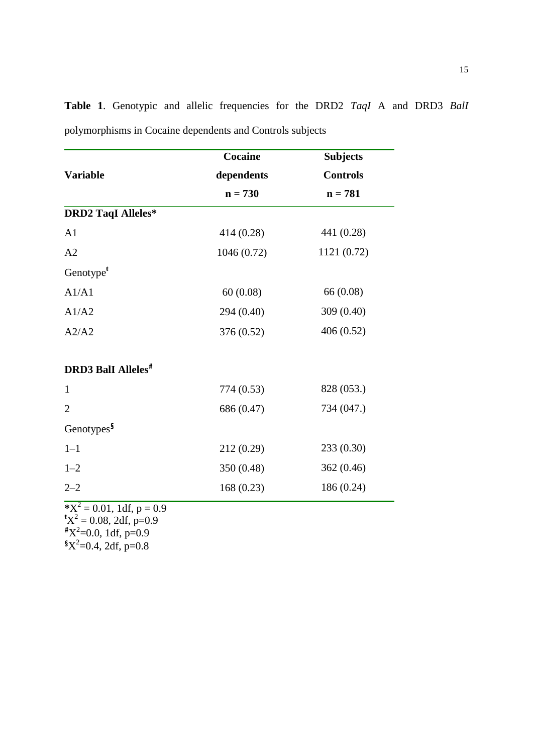**Table 1**. Genotypic and allelic frequencies for the DRD2 *TaqI* A and DRD3 *BalI* polymorphisms in Cocaine dependents and Controls subjects

| Variable | Cocaine dependents n = 730 | Subjects Controls n = 781 |
|---|---|---|
| **DRD2 TaqI Alleles*** | | |
| A1 | 414 (0.28) | 441 (0.28) |
| A2 | 1046 (0.72) | 1121 (0.72) |
| Genotype[t] | | |
| A1/A1 | 60 (0.08) | 66 (0.08) |
| A1/A2 | 294 (0.40) | 309 (0.40) |
| A2/A2 | 376 (0.52) | 406 (0.52) |
| | | |
| **DRD3 BalI Alleles**[#] | | |
| 1 | 774 (0.53) | 828 (053.) |
| 2 | 686 (0.47) | 734 (047.) |
| Genotypes[§] | | |
| 1–1 | 212 (0.29) | 233 (0.30) |
| 1–2 | 350 (0.48) | 362 (0.46) |
| 2–2 | 168 (0.23) | 186 (0.24) |

*$X^2$ = 0.01, 1df, p = 0.9
[t]$X^2$ = 0.08, 2df, p=0.9
[#]$X^2$=0.0, 1df, p=0.9
[§]$X^2$=0.4, 2df, p=0.8